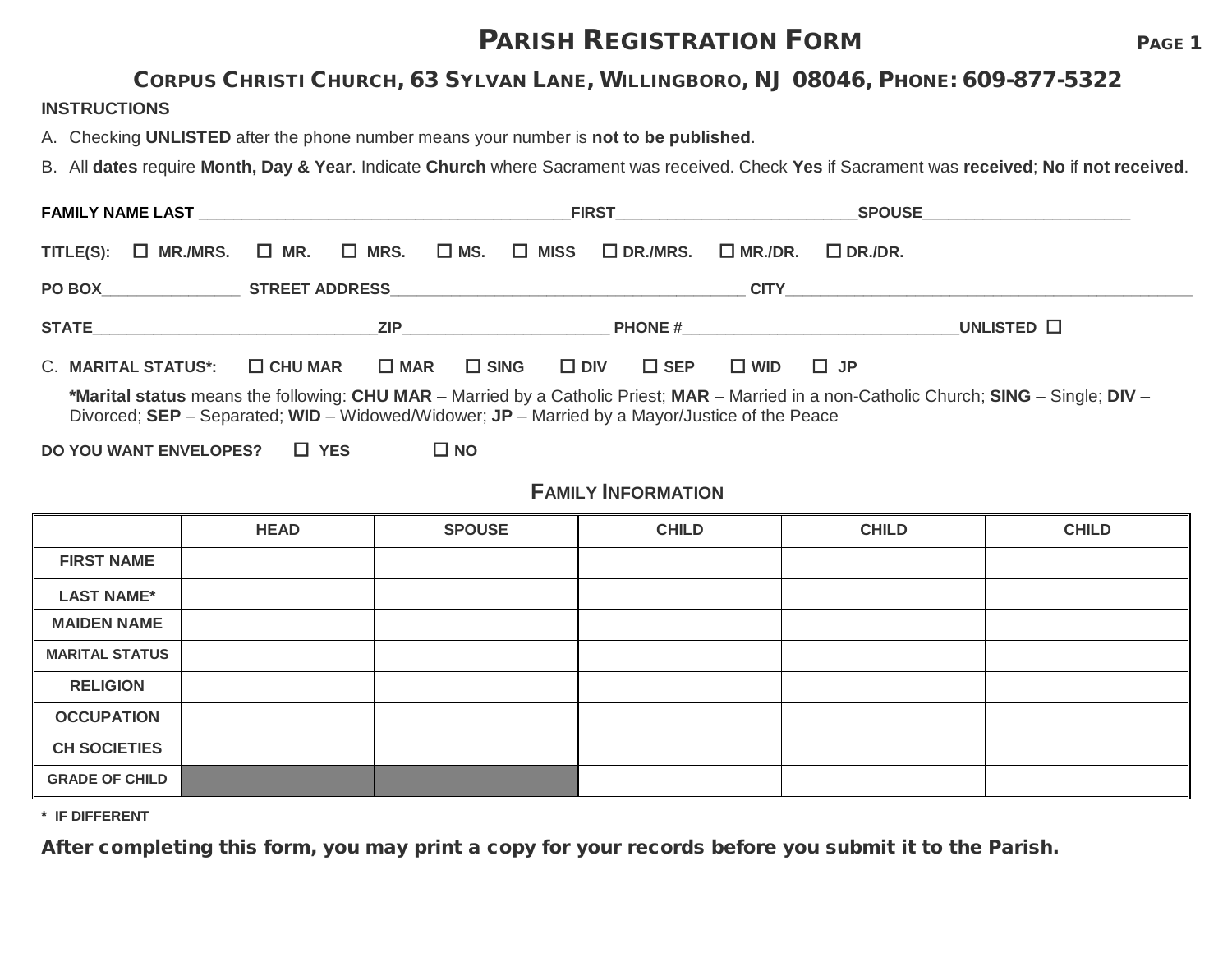# PARISH REGISTRATION FORM

## CORPUS CHRISTI CHURCH, 63 SYLVAN LANE, WILLINGBORO, NJ 08046, PHONE: 609-877-5322

**INSTRUCTIONS**

A. Checking **UNLISTED** after the phone number means your number is **not to be published**.

B. All **dates** require **Month, Day & Year**. Indicate **Church** where Sacrament was received. Check **Yes** if Sacrament was **received**; **No** if **not received**.

**FAMILY NAME LAST** ____________________________________________**FIRST**____________________________**SPOUSE**________________________

**TITLE(S):** ☐ **MR./MRS.** ☐ **MR.** ☐ **MRS.** ☐ **MS.** ☐ **MISS** ☐ **DR./MRS.** ☐ **MR./DR.** ☐ **DR./DR.**

**PO BOX**________________ **STREET ADDRESS**_________________________________________ **CITY**________________________________________________

**STATE**_________________________________**ZIP**________________________ **PHONE #**________________________________**UNLISTED** ☐

C. **MARITAL STATUS*:** ☐ **CHU MAR** ☐ **MAR** ☐ **SING** ☐ **DIV** ☐ **SEP** ☐ **WID** ☐ **JP**

**\*Marital status** means the following: **CHU MAR** – Married by a Catholic Priest; **MAR** – Married in a non-Catholic Church; **SING** – Single; **DIV** – Divorced; **SEP** – Separated; **WID** – Widowed/Widower; **JP** – Married by a Mayor/Justice of the Peace

**DO YOU WANT ENVELOPES?** ☐ **YES** ☐ **NO**

### FAMILY INFORMATION

| | HEAD | SPOUSE | CHILD | CHILD | CHILD |
|---|---|---|---|---|---|
| FIRST NAME | | | | | |
| LAST NAME* | | | | | |
| MAIDEN NAME | | | | | |
| MARITAL STATUS | | | | | |
| RELIGION | | | | | |
| OCCUPATION | | | | | |
| CH SOCIETIES | | | | | |
| GRADE OF CHILD | | | | | |

**\* IF DIFFERENT**

**After completing this form, you may print a copy for your records before you submit it to the Parish.**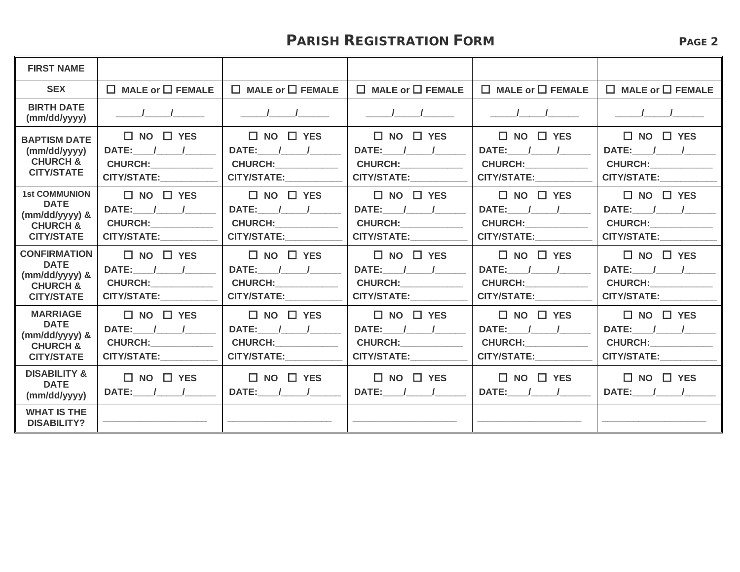# PARISH REGISTRATION FORM

| FIRST NAME | | | | | |
|---|---|---|---|---|---|
| SEX | ☐ MALE or ☐ FEMALE | ☐ MALE or ☐ FEMALE | ☐ MALE or ☐ FEMALE | ☐ MALE or ☐ FEMALE | ☐ MALE or ☐ FEMALE |
| BIRTH DATE (mm/dd/yyyy) | _____/_____/______ | _____/_____/______ | _____/_____/______ | _____/_____/______ | _____/_____/______ |
| BAPTISM DATE (mm/dd/yyyy) CHURCH & CITY/STATE | ☐ NO ☐ YES DATE:____/_____/______ CHURCH:____________ CITY/STATE:___________ | ☐ NO ☐ YES DATE:____/_____/______ CHURCH:____________ CITY/STATE:___________ | ☐ NO ☐ YES DATE:____/_____/______ CHURCH:____________ CITY/STATE:___________ | ☐ NO ☐ YES DATE:____/_____/______ CHURCH:____________ CITY/STATE:___________ | ☐ NO ☐ YES DATE:____/_____/______ CHURCH:____________ CITY/STATE:___________ |
| 1st COMMUNION DATE (mm/dd/yyyy) & CHURCH & CITY/STATE | ☐ NO ☐ YES DATE:____/_____/______ CHURCH:____________ CITY/STATE:___________ | ☐ NO ☐ YES DATE:____/_____/______ CHURCH:____________ CITY/STATE:___________ | ☐ NO ☐ YES DATE:____/_____/______ CHURCH:____________ CITY/STATE:___________ | ☐ NO ☐ YES DATE:____/_____/______ CHURCH:____________ CITY/STATE:___________ | ☐ NO ☐ YES DATE:____/_____/______ CHURCH:____________ CITY/STATE:___________ |
| CONFIRMATION DATE (mm/dd/yyyy) & CHURCH & CITY/STATE | ☐ NO ☐ YES DATE:____/_____/______ CHURCH:____________ CITY/STATE:___________ | ☐ NO ☐ YES DATE:____/_____/______ CHURCH:____________ CITY/STATE:___________ | ☐ NO ☐ YES DATE:____/_____/______ CHURCH:____________ CITY/STATE:___________ | ☐ NO ☐ YES DATE:____/_____/______ CHURCH:____________ CITY/STATE:___________ | ☐ NO ☐ YES DATE:____/_____/______ CHURCH:____________ CITY/STATE:___________ |
| MARRIAGE DATE (mm/dd/yyyy) & CHURCH & CITY/STATE | ☐ NO ☐ YES DATE:____/_____/______ CHURCH:____________ CITY/STATE:___________ | ☐ NO ☐ YES DATE:____/_____/______ CHURCH:____________ CITY/STATE:___________ | ☐ NO ☐ YES DATE:____/_____/______ CHURCH:____________ CITY/STATE:___________ | ☐ NO ☐ YES DATE:____/_____/______ CHURCH:____________ CITY/STATE:___________ | ☐ NO ☐ YES DATE:____/_____/______ CHURCH:____________ CITY/STATE:___________ |
| DISABILITY & DATE (mm/dd/yyyy) | ☐ NO ☐ YES DATE:____/_____/______ | ☐ NO ☐ YES DATE:____/_____/______ | ☐ NO ☐ YES DATE:____/_____/______ | ☐ NO ☐ YES DATE:____/_____/______ | ☐ NO ☐ YES DATE:____/_____/______ |
| WHAT IS THE DISABILITY? | ____________________ | ____________________ | ____________________ | ____________________ | ____________________ |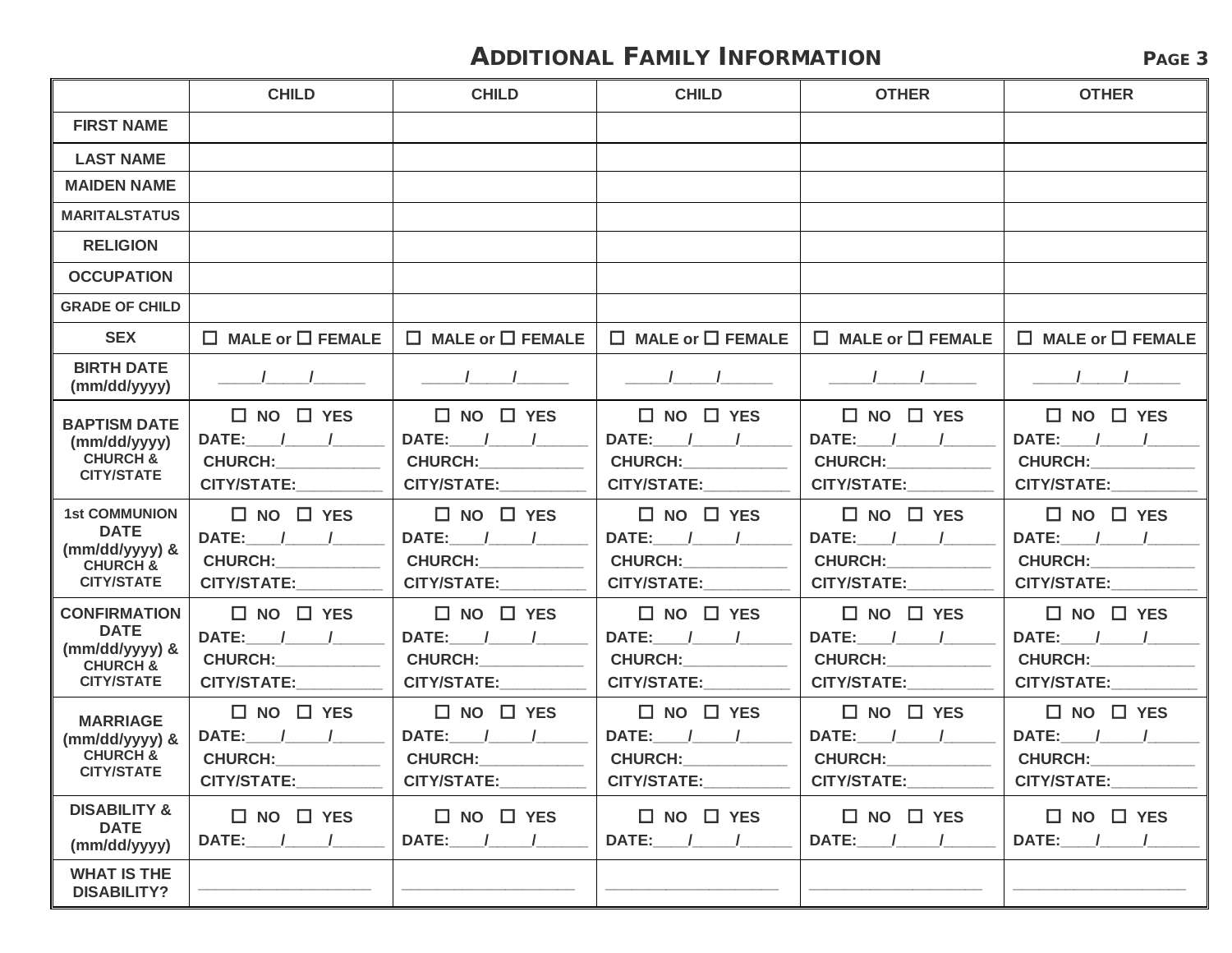# ADDITIONAL FAMILY INFORMATION

| | CHILD | CHILD | CHILD | OTHER | OTHER |
|---|---|---|---|---|---|
| FIRST NAME | | | | | |
| LAST NAME | | | | | |
| MAIDEN NAME | | | | | |
| MARITALSTATUS | | | | | |
| RELIGION | | | | | |
| OCCUPATION | | | | | |
| GRADE OF CHILD | | | | | |
| SEX | ☐ MALE or ☐ FEMALE | ☐ MALE or ☐ FEMALE | ☐ MALE or ☐ FEMALE | ☐ MALE or ☐ FEMALE | ☐ MALE or ☐ FEMALE |
| BIRTH DATE (mm/dd/yyyy) | _____/_____/______ | _____/_____/______ | _____/_____/______ | _____/_____/______ | _____/_____/______ |
| BAPTISM DATE (mm/dd/yyyy) CHURCH & CITY/STATE | ☐ NO ☐ YES DATE:____/_____/______ CHURCH:____________ CITY/STATE:__________ | ☐ NO ☐ YES DATE:____/_____/______ CHURCH:____________ CITY/STATE:__________ | ☐ NO ☐ YES DATE:____/_____/______ CHURCH:____________ CITY/STATE:__________ | ☐ NO ☐ YES DATE:____/_____/______ CHURCH:____________ CITY/STATE:__________ | ☐ NO ☐ YES DATE:____/_____/______ CHURCH:____________ CITY/STATE:__________ |
| 1st COMMUNION DATE (mm/dd/yyyy) & CHURCH & CITY/STATE | ☐ NO ☐ YES DATE:____/_____/______ CHURCH:____________ CITY/STATE:__________ | ☐ NO ☐ YES DATE:____/_____/______ CHURCH:____________ CITY/STATE:__________ | ☐ NO ☐ YES DATE:____/_____/______ CHURCH:____________ CITY/STATE:__________ | ☐ NO ☐ YES DATE:____/_____/______ CHURCH:____________ CITY/STATE:__________ | ☐ NO ☐ YES DATE:____/_____/______ CHURCH:____________ CITY/STATE:__________ |
| CONFIRMATION DATE (mm/dd/yyyy) & CHURCH & CITY/STATE | ☐ NO ☐ YES DATE:____/_____/______ CHURCH:____________ CITY/STATE:__________ | ☐ NO ☐ YES DATE:____/_____/______ CHURCH:____________ CITY/STATE:__________ | ☐ NO ☐ YES DATE:____/_____/______ CHURCH:____________ CITY/STATE:__________ | ☐ NO ☐ YES DATE:____/_____/______ CHURCH:____________ CITY/STATE:__________ | ☐ NO ☐ YES DATE:____/_____/______ CHURCH:____________ CITY/STATE:__________ |
| MARRIAGE (mm/dd/yyyy) & CHURCH & CITY/STATE | ☐ NO ☐ YES DATE:____/_____/______ CHURCH:____________ CITY/STATE:__________ | ☐ NO ☐ YES DATE:____/_____/______ CHURCH:____________ CITY/STATE:__________ | ☐ NO ☐ YES DATE:____/_____/______ CHURCH:____________ CITY/STATE:__________ | ☐ NO ☐ YES DATE:____/_____/______ CHURCH:____________ CITY/STATE:__________ | ☐ NO ☐ YES DATE:____/_____/______ CHURCH:____________ CITY/STATE:__________ |
| DISABILITY & DATE (mm/dd/yyyy) | ☐ NO ☐ YES DATE:____/_____/______ | ☐ NO ☐ YES DATE:____/_____/______ | ☐ NO ☐ YES DATE:____/_____/______ | ☐ NO ☐ YES DATE:____/_____/______ | ☐ NO ☐ YES DATE:____/_____/______ |
| WHAT IS THE DISABILITY? | ____________________ | ____________________ | ____________________ | ____________________ | ____________________ |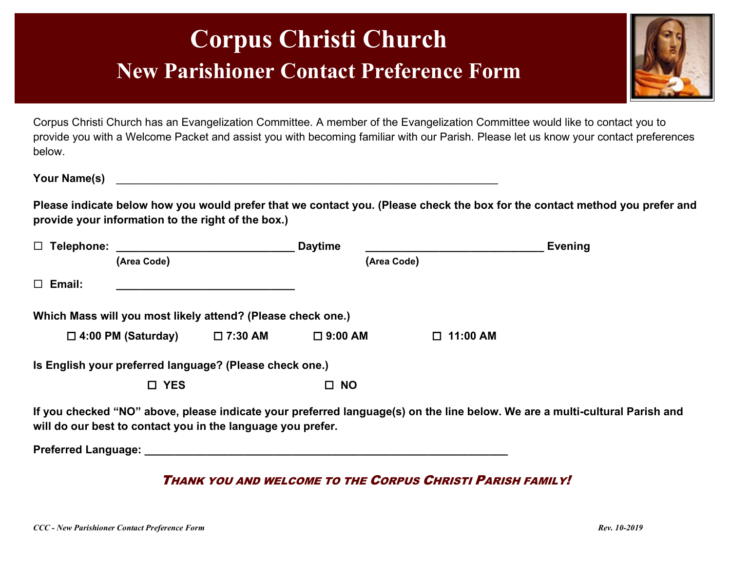# Corpus Christi Church

## New Parishioner Contact Preference Form

Corpus Christi Church has an Evangelization Committee. A member of the Evangelization Committee would like to contact you to provide you with a Welcome Packet and assist you with becoming familiar with our Parish. Please let us know your contact preferences below.

**Your Name(s)** ___________________________________________________________

**Please indicate below how you would prefer that we contact you. (Please check the box for the contact method you prefer and provide your information to the right of the box.)**

☐ **Telephone:** ____________________________ **Daytime** ____________________________ **Evening**
(Area Code) (Area Code)

☐ **Email:** ____________________________

**Which Mass will you most likely attend? (Please check one.)**

☐ **4:00 PM (Saturday)** ☐ **7:30 AM** ☐ **9:00 AM** ☐ **11:00 AM**

**Is English your preferred language? (Please check one.)**

☐ **YES** ☐ **NO**

**If you checked "NO" above, please indicate your preferred language(s) on the line below. We are a multi-cultural Parish and will do our best to contact you in the language you prefer.**

**Preferred Language:** __________________________________________________________

***THANK YOU AND WELCOME TO THE CORPUS CHRISTI PARISH FAMILY!***

*CCC - New Parishioner Contact Preference Form* *Rev. 10-2019*